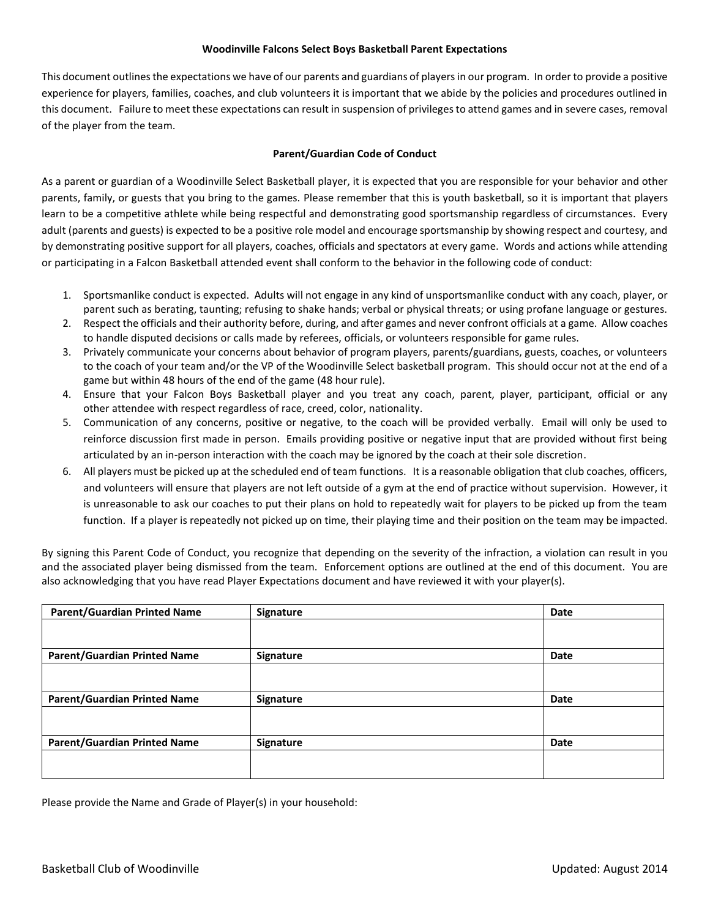# Woodinville Falcons Select Boys Basketball Parent Expectations

This document outlines the expectations we have of our parents and guardians of players in our program. In order to provide a positive experience for players, families, coaches, and club volunteers it is important that we abide by the policies and procedures outlined in this document. Failure to meet these expectations can result in suspension of privileges to attend games and in severe cases, removal of the player from the team.

## Parent/Guardian Code of Conduct

As a parent or guardian of a Woodinville Select Basketball player, it is expected that you are responsible for your behavior and other parents, family, or guests that you bring to the games. Please remember that this is youth basketball, so it is important that players learn to be a competitive athlete while being respectful and demonstrating good sportsmanship regardless of circumstances. Every adult (parents and guests) is expected to be a positive role model and encourage sportsmanship by showing respect and courtesy, and by demonstrating positive support for all players, coaches, officials and spectators at every game. Words and actions while attending or participating in a Falcon Basketball attended event shall conform to the behavior in the following code of conduct:

1. Sportsmanlike conduct is expected. Adults will not engage in any kind of unsportsmanlike conduct with any coach, player, or parent such as berating, taunting; refusing to shake hands; verbal or physical threats; or using profane language or gestures.
2. Respect the officials and their authority before, during, and after games and never confront officials at a game. Allow coaches to handle disputed decisions or calls made by referees, officials, or volunteers responsible for game rules.
3. Privately communicate your concerns about behavior of program players, parents/guardians, guests, coaches, or volunteers to the coach of your team and/or the VP of the Woodinville Select basketball program. This should occur not at the end of a game but within 48 hours of the end of the game (48 hour rule).
4. Ensure that your Falcon Boys Basketball player and you treat any coach, parent, player, participant, official or any other attendee with respect regardless of race, creed, color, nationality.
5. Communication of any concerns, positive or negative, to the coach will be provided verbally. Email will only be used to reinforce discussion first made in person. Emails providing positive or negative input that are provided without first being articulated by an in-person interaction with the coach may be ignored by the coach at their sole discretion.
6. All players must be picked up at the scheduled end of team functions. It is a reasonable obligation that club coaches, officers, and volunteers will ensure that players are not left outside of a gym at the end of practice without supervision. However, it is unreasonable to ask our coaches to put their plans on hold to repeatedly wait for players to be picked up from the team function. If a player is repeatedly not picked up on time, their playing time and their position on the team may be impacted.

By signing this Parent Code of Conduct, you recognize that depending on the severity of the infraction, a violation can result in you and the associated player being dismissed from the team. Enforcement options are outlined at the end of this document. You are also acknowledging that you have read Player Expectations document and have reviewed it with your player(s).

| Parent/Guardian Printed Name | Signature | Date |
|---|---|---|
| | | |
| **Parent/Guardian Printed Name** | **Signature** | **Date** |
| | | |
| **Parent/Guardian Printed Name** | **Signature** | **Date** |
| | | |
| **Parent/Guardian Printed Name** | **Signature** | **Date** |
| | | |

Please provide the Name and Grade of Player(s) in your household: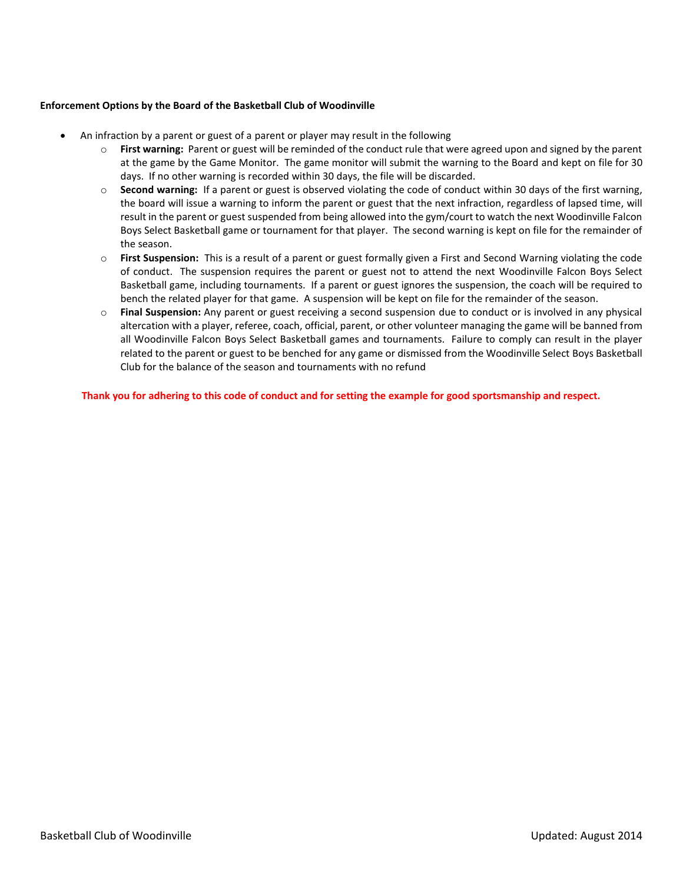**Enforcement Options by the Board of the Basketball Club of Woodinville**

- An infraction by a parent or guest of a parent or player may result in the following
  - **First warning:** Parent or guest will be reminded of the conduct rule that were agreed upon and signed by the parent at the game by the Game Monitor. The game monitor will submit the warning to the Board and kept on file for 30 days. If no other warning is recorded within 30 days, the file will be discarded.
  - **Second warning:** If a parent or guest is observed violating the code of conduct within 30 days of the first warning, the board will issue a warning to inform the parent or guest that the next infraction, regardless of lapsed time, will result in the parent or guest suspended from being allowed into the gym/court to watch the next Woodinville Falcon Boys Select Basketball game or tournament for that player. The second warning is kept on file for the remainder of the season.
  - **First Suspension:** This is a result of a parent or guest formally given a First and Second Warning violating the code of conduct. The suspension requires the parent or guest not to attend the next Woodinville Falcon Boys Select Basketball game, including tournaments. If a parent or guest ignores the suspension, the coach will be required to bench the related player for that game. A suspension will be kept on file for the remainder of the season.
  - **Final Suspension:** Any parent or guest receiving a second suspension due to conduct or is involved in any physical altercation with a player, referee, coach, official, parent, or other volunteer managing the game will be banned from all Woodinville Falcon Boys Select Basketball games and tournaments. Failure to comply can result in the player related to the parent or guest to be benched for any game or dismissed from the Woodinville Select Boys Basketball Club for the balance of the season and tournaments with no refund

**Thank you for adhering to this code of conduct and for setting the example for good sportsmanship and respect.**